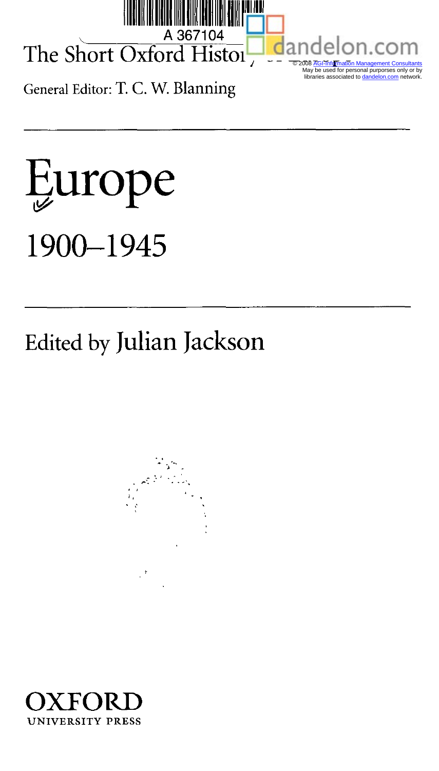The Short Oxford History of Europe

General Editor: T. C. W. Blanning

# Europe

## 1900–1945

Edited by Julian Jackson

OXFORD
UNIVERSITY PRESS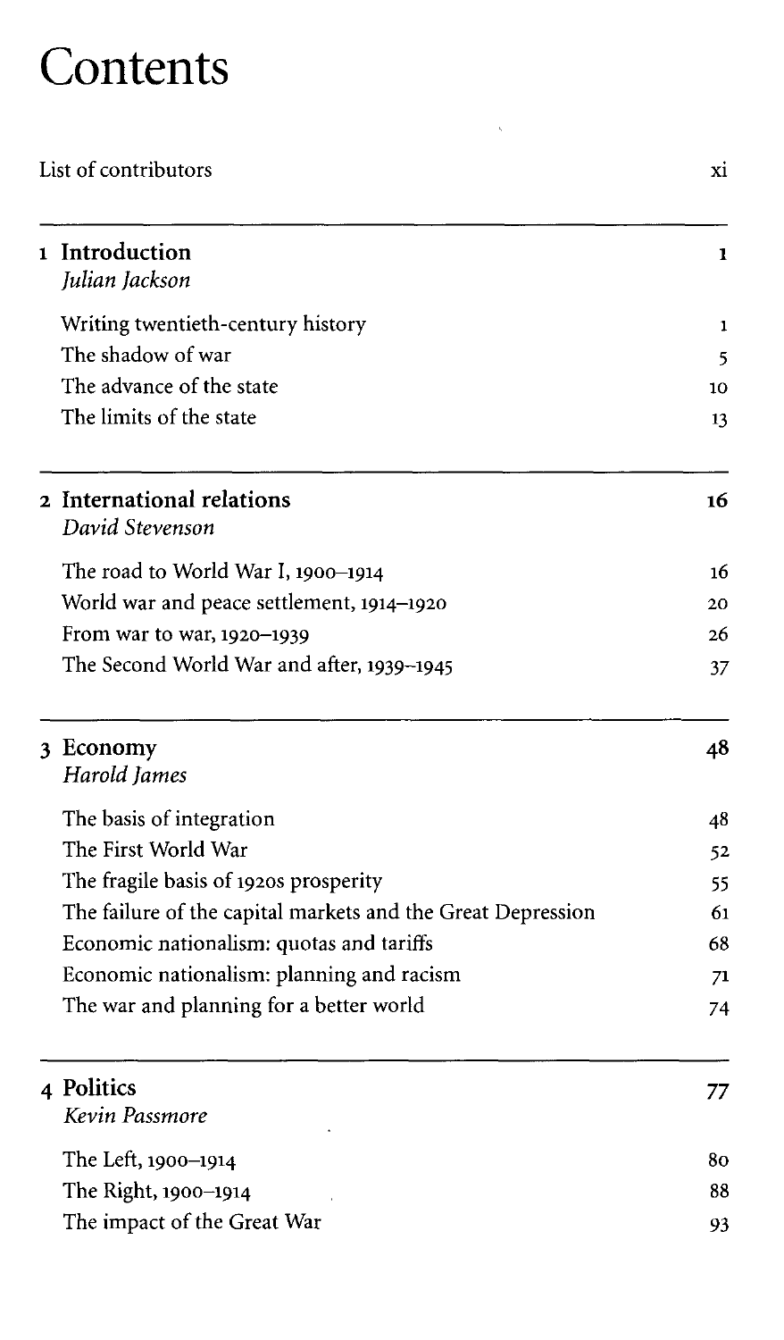# Contents

List of contributors xi

**1 Introduction** **1**
*Julian Jackson*

- Writing twentieth-century history 1
- The shadow of war 5
- The advance of the state 10
- The limits of the state 13

**2 International relations** **16**
*David Stevenson*

- The road to World War I, 1900–1914 16
- World war and peace settlement, 1914–1920 20
- From war to war, 1920–1939 26
- The Second World War and after, 1939–1945 37

**3 Economy** **48**
*Harold James*

- The basis of integration 48
- The First World War 52
- The fragile basis of 1920s prosperity 55
- The failure of the capital markets and the Great Depression 61
- Economic nationalism: quotas and tariffs 68
- Economic nationalism: planning and racism 71
- The war and planning for a better world 74

**4 Politics** **77**
*Kevin Passmore*

- The Left, 1900–1914 80
- The Right, 1900–1914 88
- The impact of the Great War 93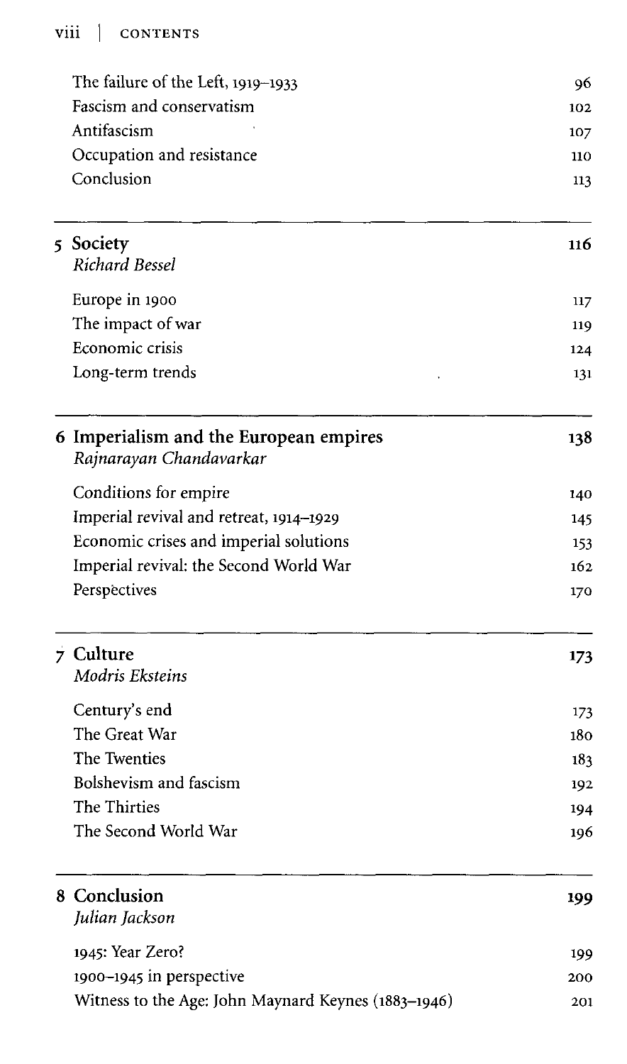| | |
|---|---|
| The failure of the Left, 1919–1933 | 96 |
| Fascism and conservatism | 102 |
| Antifascism | 107 |
| Occupation and resistance | 110 |
| Conclusion | 113 |

## 5 Society — 116

*Richard Bessel*

| | |
|---|---|
| Europe in 1900 | 117 |
| The impact of war | 119 |
| Economic crisis | 124 |
| Long-term trends | 131 |

## 6 Imperialism and the European empires — 138

*Rajnarayan Chandavarkar*

| | |
|---|---|
| Conditions for empire | 140 |
| Imperial revival and retreat, 1914–1929 | 145 |
| Economic crises and imperial solutions | 153 |
| Imperial revival: the Second World War | 162 |
| Perspectives | 170 |

## 7 Culture — 173

*Modris Eksteins*

| | |
|---|---|
| Century's end | 173 |
| The Great War | 180 |
| The Twenties | 183 |
| Bolshevism and fascism | 192 |
| The Thirties | 194 |
| The Second World War | 196 |

## 8 Conclusion — 199

*Julian Jackson*

| | |
|---|---|
| 1945: Year Zero? | 199 |
| 1900–1945 in perspective | 200 |
| Witness to the Age: John Maynard Keynes (1883–1946) | 201 |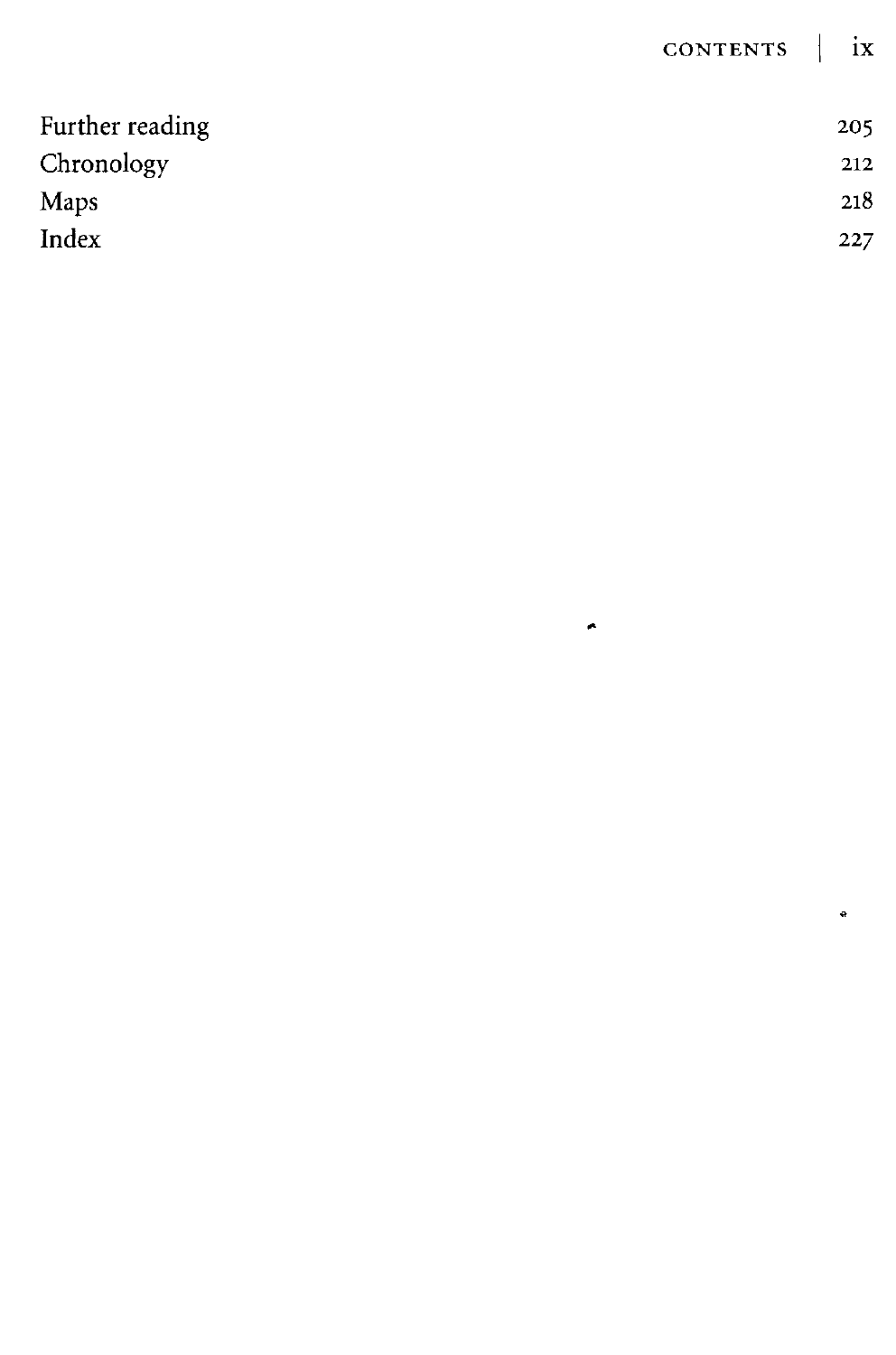| | |
|---|---|
| Further reading | 205 |
| Chronology | 212 |
| Maps | 218 |
| Index | 227 |